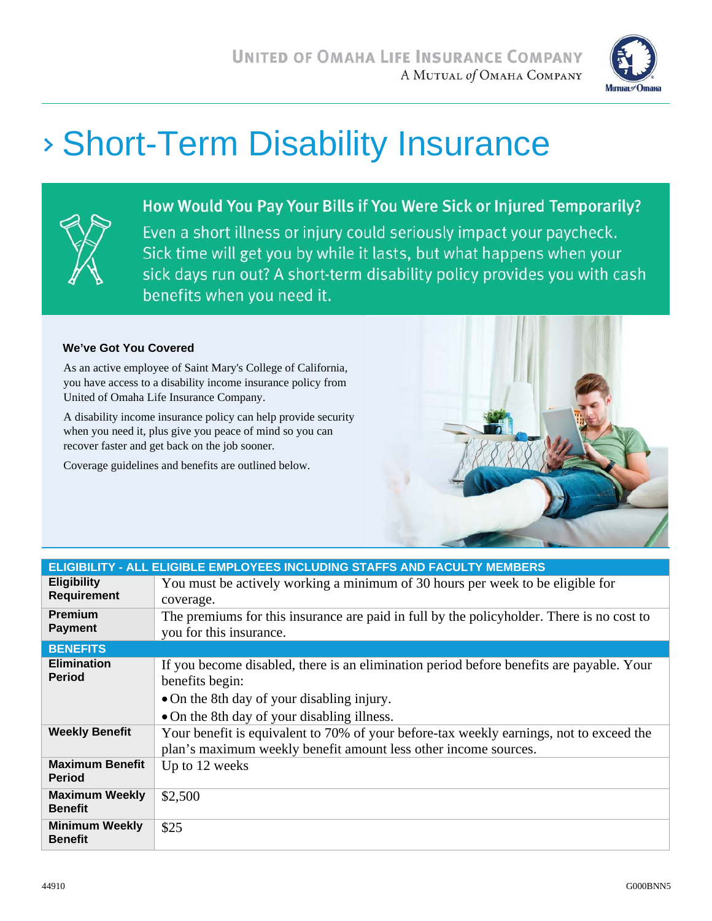UNITED OF OMAHA LIFE INSURANCE COMPANY
A MUTUAL of OMAHA COMPANY

# › Short-Term Disability Insurance

## How Would You Pay Your Bills if You Were Sick or Injured Temporarily?

Even a short illness or injury could seriously impact your paycheck. Sick time will get you by while it lasts, but what happens when your sick days run out? A short-term disability policy provides you with cash benefits when you need it.

### We've Got You Covered

As an active employee of Saint Mary's College of California, you have access to a disability income insurance policy from United of Omaha Life Insurance Company.

A disability income insurance policy can help provide security when you need it, plus give you peace of mind so you can recover faster and get back on the job sooner.

Coverage guidelines and benefits are outlined below.

| ELIGIBILITY - ALL ELIGIBLE EMPLOYEES INCLUDING STAFFS AND FACULTY MEMBERS | |
|---|---|
| **Eligibility Requirement** | You must be actively working a minimum of 30 hours per week to be eligible for coverage. |
| **Premium Payment** | The premiums for this insurance are paid in full by the policyholder. There is no cost to you for this insurance. |
| **BENEFITS** | |
| **Elimination Period** | If you become disabled, there is an elimination period before benefits are payable. Your benefits begin:<br>• On the 8th day of your disabling injury.<br>• On the 8th day of your disabling illness. |
| **Weekly Benefit** | Your benefit is equivalent to 70% of your before-tax weekly earnings, not to exceed the plan's maximum weekly benefit amount less other income sources. |
| **Maximum Benefit Period** | Up to 12 weeks |
| **Maximum Weekly Benefit** | $2,500 |
| **Minimum Weekly Benefit** | $25 |

44910 G000BNN5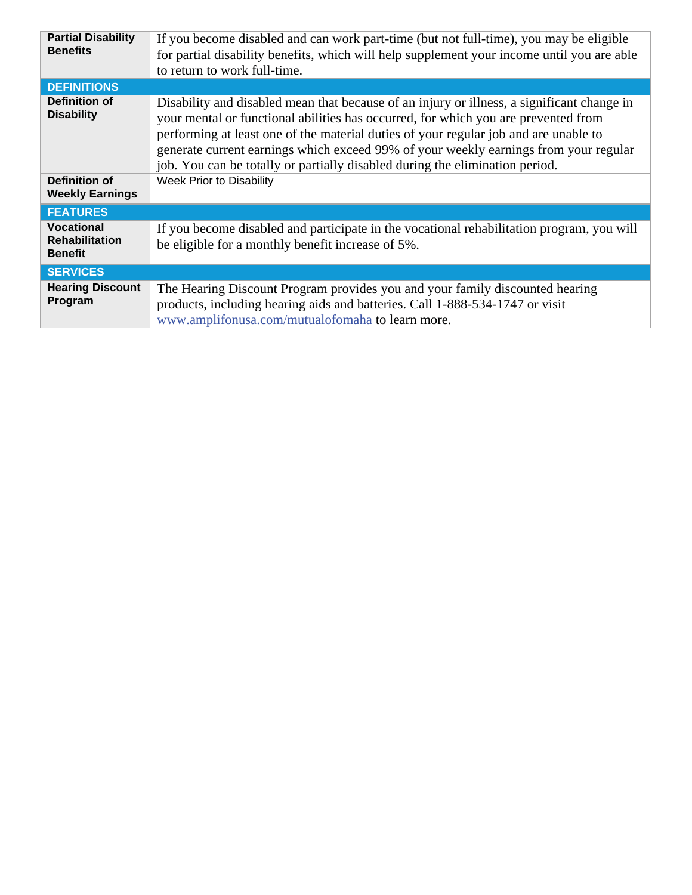| | |
|---|---|
| **Partial Disability Benefits** | If you become disabled and can work part-time (but not full-time), you may be eligible for partial disability benefits, which will help supplement your income until you are able to return to work full-time. |
| **DEFINITIONS** | |
| **Definition of Disability** | Disability and disabled mean that because of an injury or illness, a significant change in your mental or functional abilities has occurred, for which you are prevented from performing at least one of the material duties of your regular job and are unable to generate current earnings which exceed 99% of your weekly earnings from your regular job. You can be totally or partially disabled during the elimination period. |
| **Definition of Weekly Earnings** | Week Prior to Disability |
| **FEATURES** | |
| **Vocational Rehabilitation Benefit** | If you become disabled and participate in the vocational rehabilitation program, you will be eligible for a monthly benefit increase of 5%. |
| **SERVICES** | |
| **Hearing Discount Program** | The Hearing Discount Program provides you and your family discounted hearing products, including hearing aids and batteries. Call 1-888-534-1747 or visit [www.amplifonusa.com/mutualofomaha](www.amplifonusa.com/mutualofomaha) to learn more. |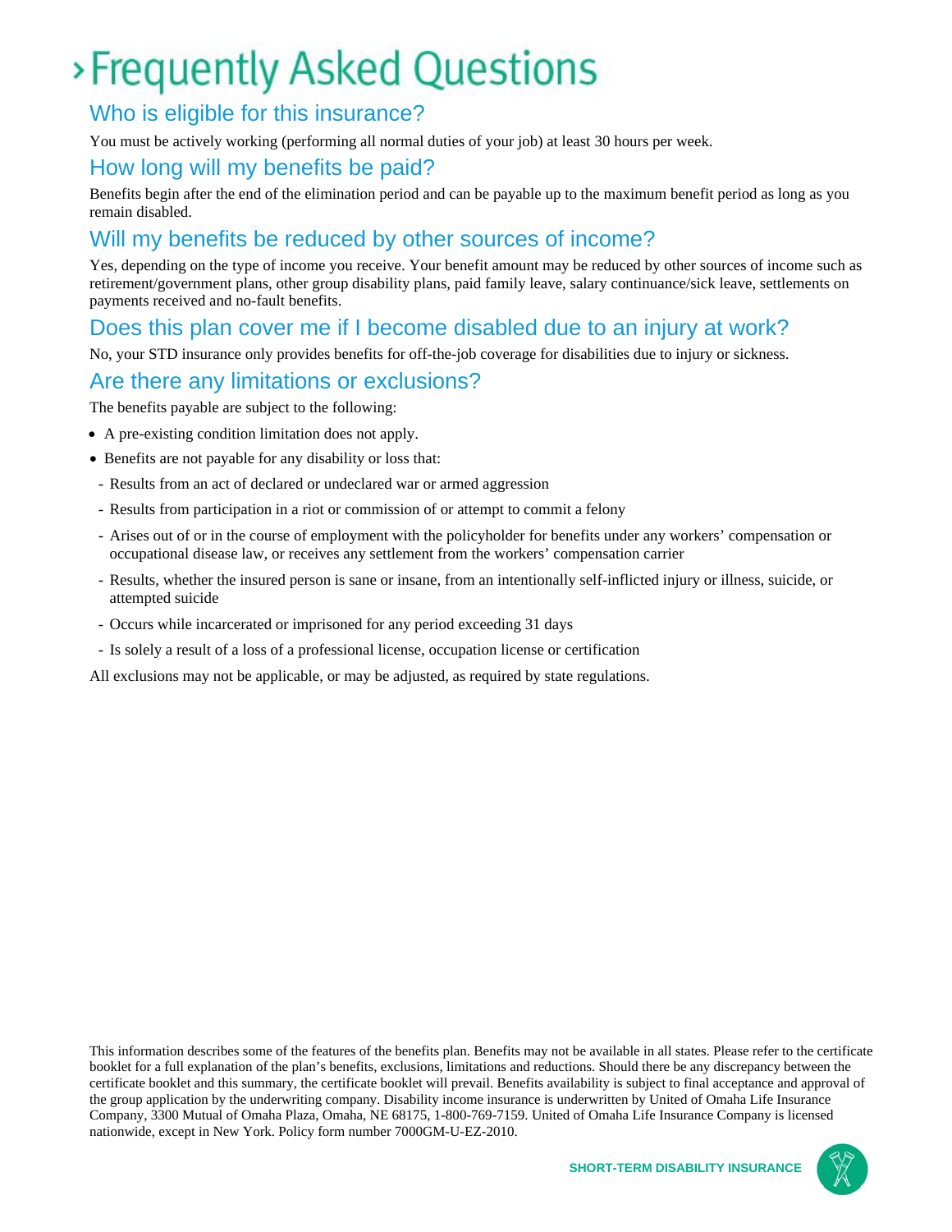# › Frequently Asked Questions

## Who is eligible for this insurance?

You must be actively working (performing all normal duties of your job) at least 30 hours per week.

## How long will my benefits be paid?

Benefits begin after the end of the elimination period and can be payable up to the maximum benefit period as long as you remain disabled.

## Will my benefits be reduced by other sources of income?

Yes, depending on the type of income you receive. Your benefit amount may be reduced by other sources of income such as retirement/government plans, other group disability plans, paid family leave, salary continuance/sick leave, settlements on payments received and no-fault benefits.

## Does this plan cover me if I become disabled due to an injury at work?

No, your STD insurance only provides benefits for off-the-job coverage for disabilities due to injury or sickness.

## Are there any limitations or exclusions?

The benefits payable are subject to the following:

- A pre-existing condition limitation does not apply.
- Benefits are not payable for any disability or loss that:
  - Results from an act of declared or undeclared war or armed aggression
  - Results from participation in a riot or commission of or attempt to commit a felony
  - Arises out of or in the course of employment with the policyholder for benefits under any workers' compensation or occupational disease law, or receives any settlement from the workers' compensation carrier
  - Results, whether the insured person is sane or insane, from an intentionally self-inflicted injury or illness, suicide, or attempted suicide
  - Occurs while incarcerated or imprisoned for any period exceeding 31 days
  - Is solely a result of a loss of a professional license, occupation license or certification

All exclusions may not be applicable, or may be adjusted, as required by state regulations.

This information describes some of the features of the benefits plan. Benefits may not be available in all states. Please refer to the certificate booklet for a full explanation of the plan's benefits, exclusions, limitations and reductions. Should there be any discrepancy between the certificate booklet and this summary, the certificate booklet will prevail. Benefits availability is subject to final acceptance and approval of the group application by the underwriting company. Disability income insurance is underwritten by United of Omaha Life Insurance Company, 3300 Mutual of Omaha Plaza, Omaha, NE 68175, 1-800-769-7159. United of Omaha Life Insurance Company is licensed nationwide, except in New York. Policy form number 7000GM-U-EZ-2010.